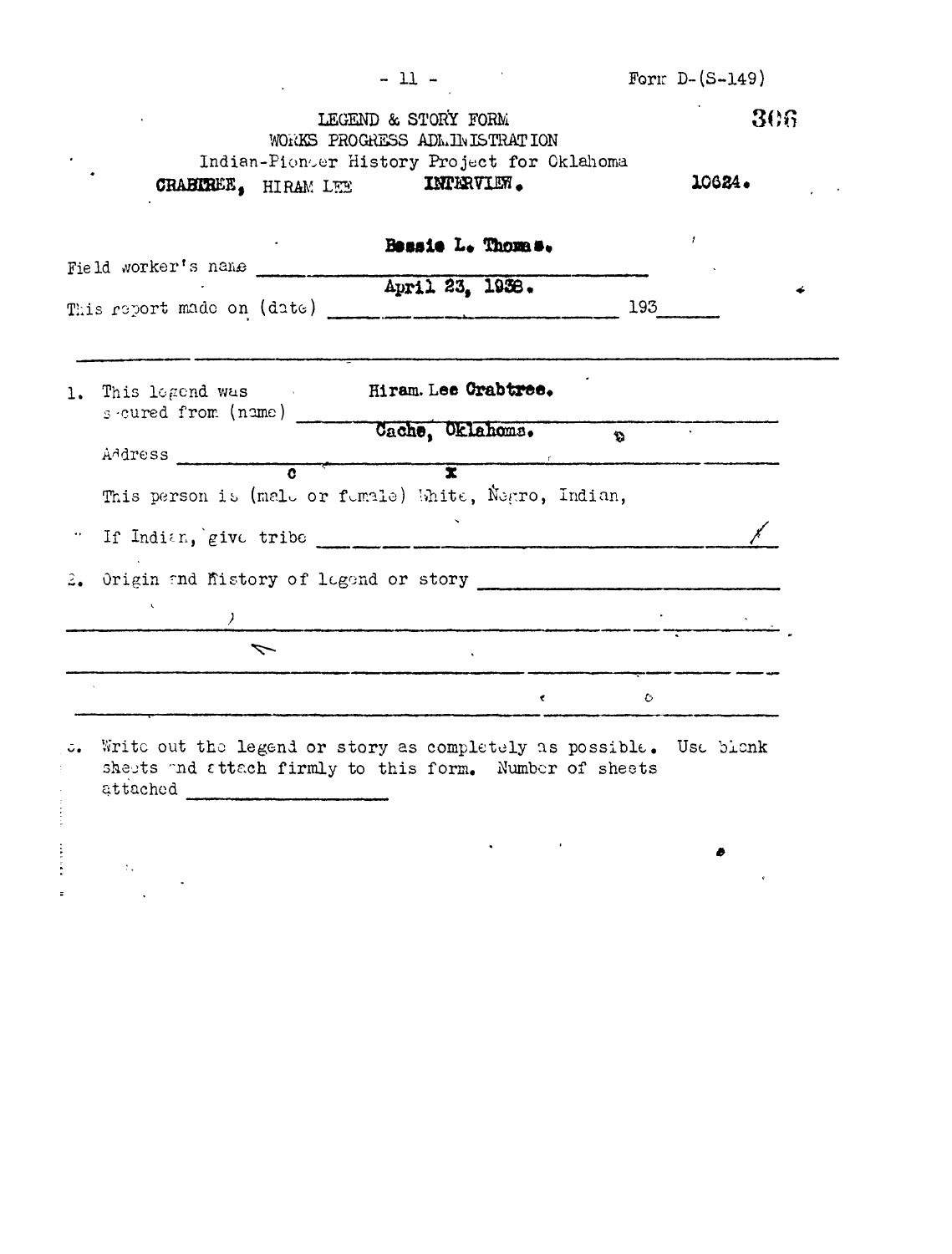Form D-(S-149)

LEGEND & STORY FORM
WORKS PROGRESS ADMINISTRATION
Indian-Pioneer History Project for Oklahoma

CRABTREE, HIRAM LEE INTERVIEW. 10624.

Field worker's name Bessie L. Thomas.

This report made on (date) April 23, 1938. 193

1. This legend was secured from (name) Hiram Lee Crabtree.

   Address Cache, Oklahoma.

   This person is (male or female) White, Negro, Indian,

   If Indian, give tribe

2. Origin and history of legend or story

3. Write out the legend or story as completely as possible. Use blank sheets and attach firmly to this form. Number of sheets attached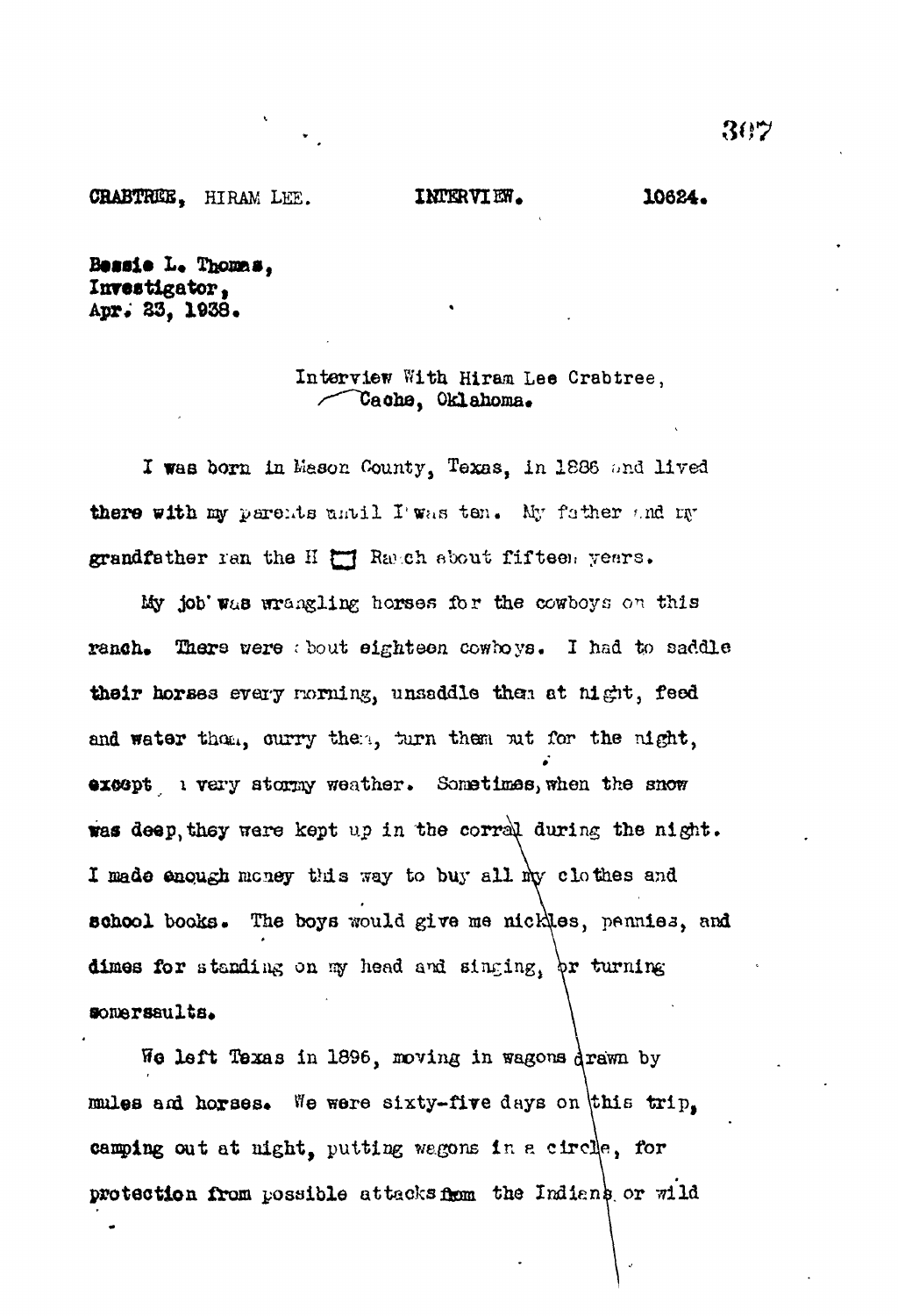CRABTREE, HIRAM LEE. INTERVIEW. 10624.

Bessie L. Thomas,
Investigator,
Apr. 23, 1938.

Interview With Hiram Lee Crabtree,
Cache, Oklahoma.

I was born in Mason County, Texas, in 1886 and lived there with my parents until I was ten. My father and my grandfather ran the H ☐ Ranch about fifteen years.

My job was wrangling horses for the cowboys on this ranch. There were about eighteen cowboys. I had to saddle their horses every morning, unsaddle them at night, feed and water them, curry them, turn them out for the night, except in very stormy weather. Sometimes, when the snow was deep, they were kept up in the corral during the night. I made enough money this way to buy all my clothes and school books. The boys would give me nickles, pennies, and dimes for standing on my head and singing, or turning somersaults.

We left Texas in 1896, moving in wagons drawn by mules and horses. We were sixty-five days on this trip, camping out at night, putting wagons in a circle, for protection from possible attacks from the Indians or wild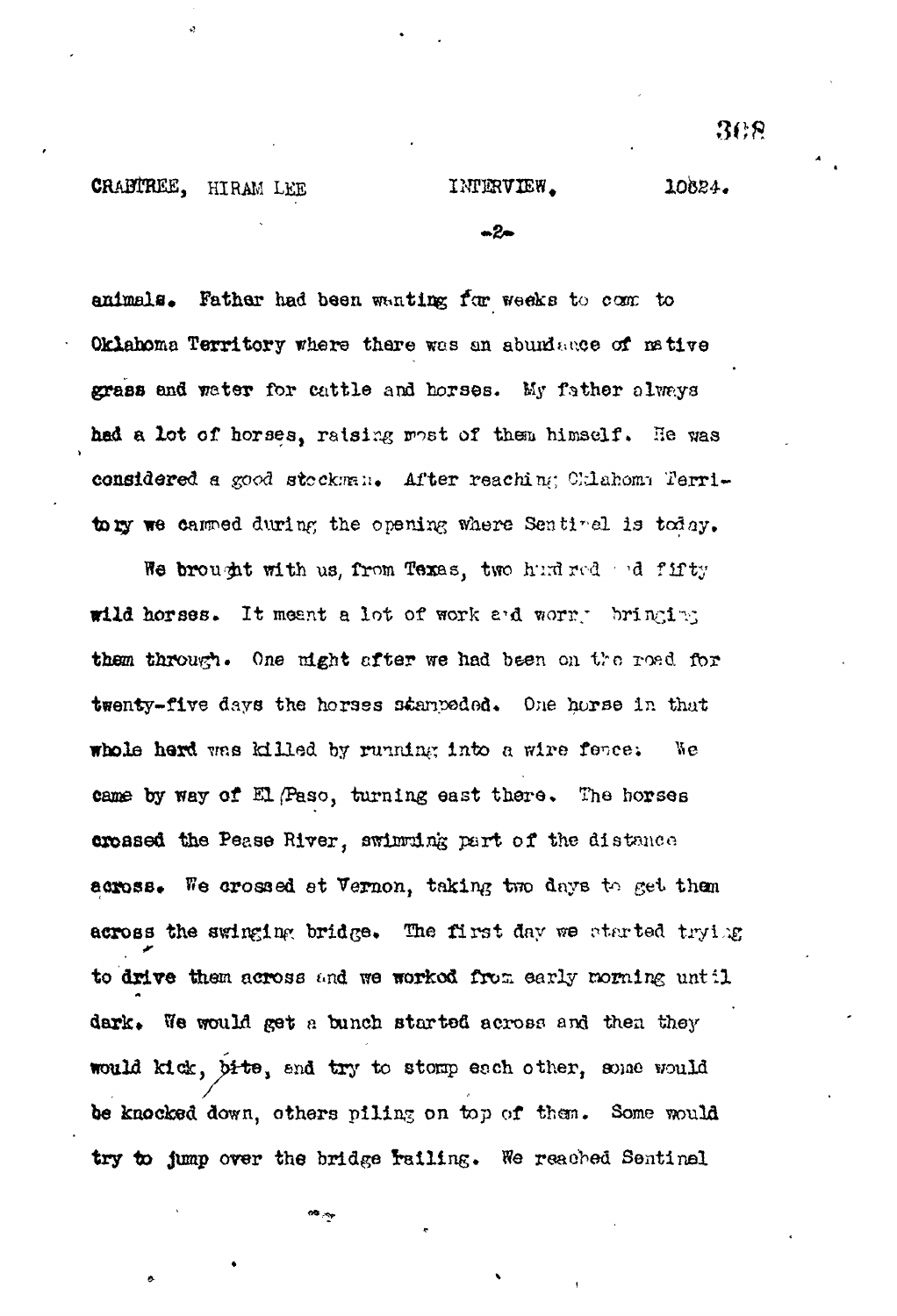animals. Father had been wanting for weeks to come to Oklahoma Territory where there was an abundance of native grass and water for cattle and horses. My father always had a lot of horses, raising most of them himself. He was considered a good stockman. After reaching Oklahoma Territory we camped during the opening where Sentinel is today.

We brought with us, from Texas, two hundred and fifty wild horses. It meant a lot of work and worry bringing them through. One night after we had been on the road for twenty-five days the horses stampeded. One horse in that whole herd was killed by running into a wire fence. We came by way of El Paso, turning east there. The horses crossed the Pease River, swimming part of the distance across. We crossed at Vernon, taking two days to get them across the swinging bridge. The first day we started trying to drive them across and we worked from early morning until dark. We would get a bunch started across and then they would kick, bite, and try to stomp each other, some would be knocked down, others piling on top of them. Some would try to jump over the bridge railing. We reached Sentinel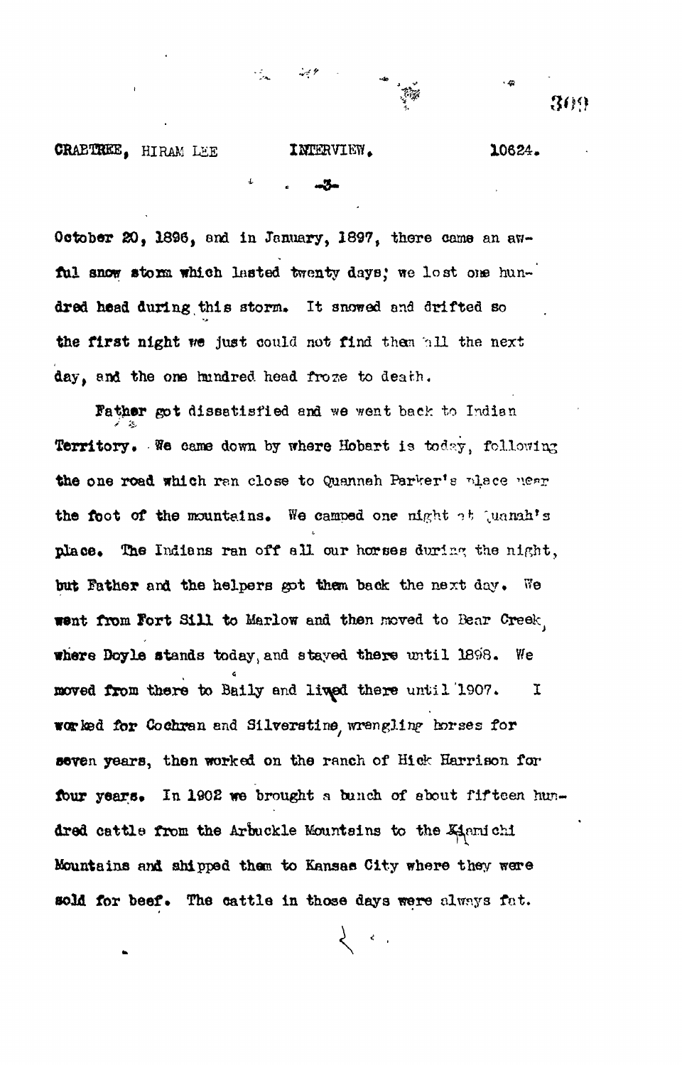October 20, 1896, and in January, 1897, there came an awful snow storm which lasted twenty days; we lost one hundred head during this storm. It snowed and drifted so the first night we just could not find them all the next day, and the one hundred head froze to death.

Father got dissatisfied and we went back to Indian Territory. We came down by where Hobart is today, following the one road which ran close to Quannah Parker's place near the foot of the mountains. We camped one night at Quanah's place. The Indians ran off all our horses during the night, but Father and the helpers got them back the next day. We went from Fort Sill to Marlow and then moved to Bear Creek, where Doyle stands today, and stayed there until 1898. We moved from there to Baily and lived there until 1907. I worked for Cochran and Silverstine, wrangling horses for seven years, then worked on the ranch of Hick Harrison for four years. In 1902 we brought a bunch of about fifteen hundred cattle from the Arbuckle Mountains to the Kiamichi Mountains and shipped them to Kansas City where they were sold for beef. The cattle in those days were always fat.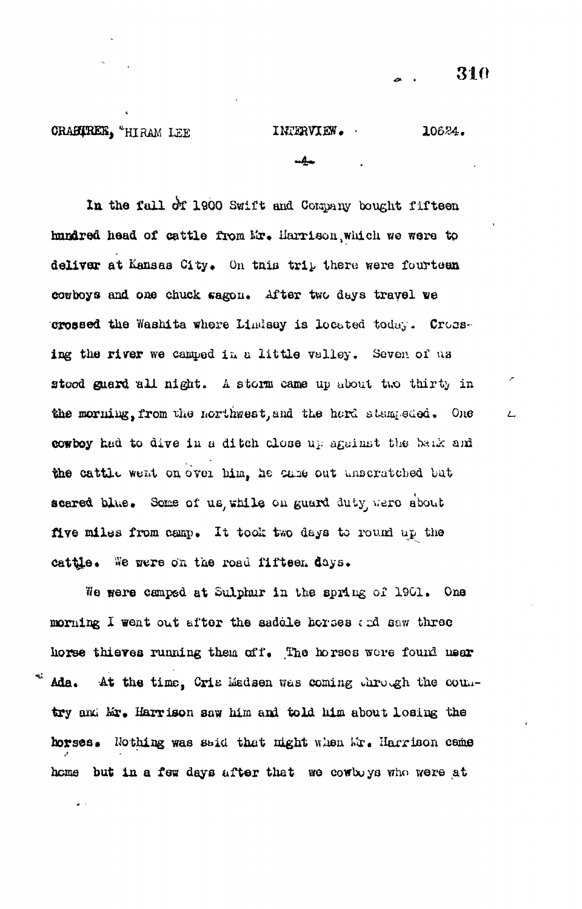In the fall of 1900 Swift and Company bought fifteen hundred head of cattle from Mr. Harrison, which we were to deliver at Kansas City. On this trip there were fourteen cowboys and one chuck wagon. After two days travel we crossed the Washita where Lindsey is located today. Crossing the river we camped in a little valley. Seven of us stood guard all night. A storm came up about two thirty in the morning, from the northwest, and the herd stampeded. One cowboy had to dive in a ditch close up against the bank and the cattle went on over him, he came out unscratched but scared blue. Some of us, while on guard duty, were about five miles from camp. It took two days to round up the cattle. We were on the road fifteen days.

We were camped at Sulphur in the spring of 1901. One morning I went out after the saddle horses and saw three horse thieves running them off. The horses were found near Ada. At the time, Cris Madsen was coming through the country and Mr. Harrison saw him and told him about losing the horses. Nothing was said that night when Mr. Harrison came home but in a few days after that we cowboys who were at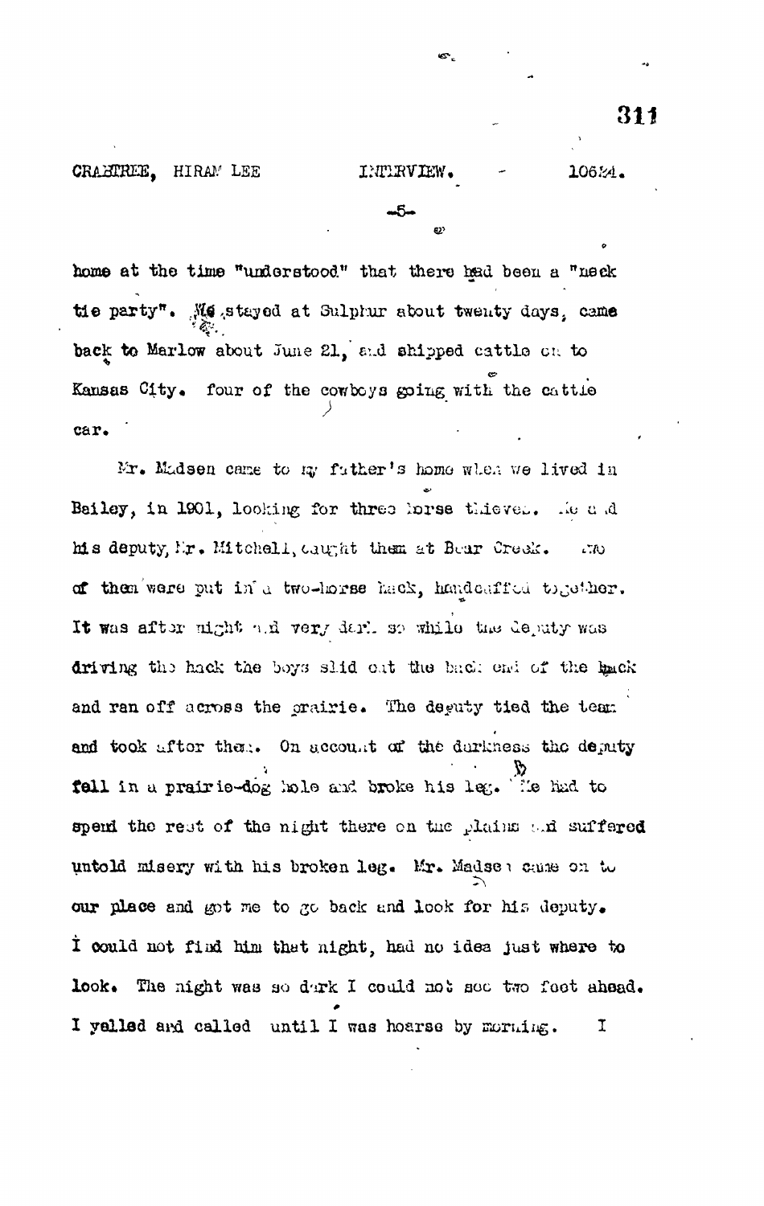home at the time "understood" that there had been a "neck tie party". We stayed at Sulphur about twenty days, came back to Marlow about June 21, and shipped cattle on to Kansas City. four of the cowboys going with the cattle car.

Mr. Madsen came to my father's home when we lived in Bailey, in 1901, looking for three horse thieves. He and his deputy, Mr. Mitchell, caught them at Bear Creek. Two of them were put in a two-horse hack, handcuffed together. It was after night and very dark so while the deputy was driving the hack the boys slid out the back end of the hack and ran off across the prairie. The deputy tied the team and took after them. On account of the darkness the deputy fell in a prairie-dog hole and broke his leg. He had to spend the rest of the night there on the plains and suffered untold misery with his broken leg. Mr. Madsen came on to our place and got me to go back and look for his deputy. I could not find him that night, had no idea just where to look. The night was so dark I could not see two feet ahead. I yelled and called until I was hoarse by morning. I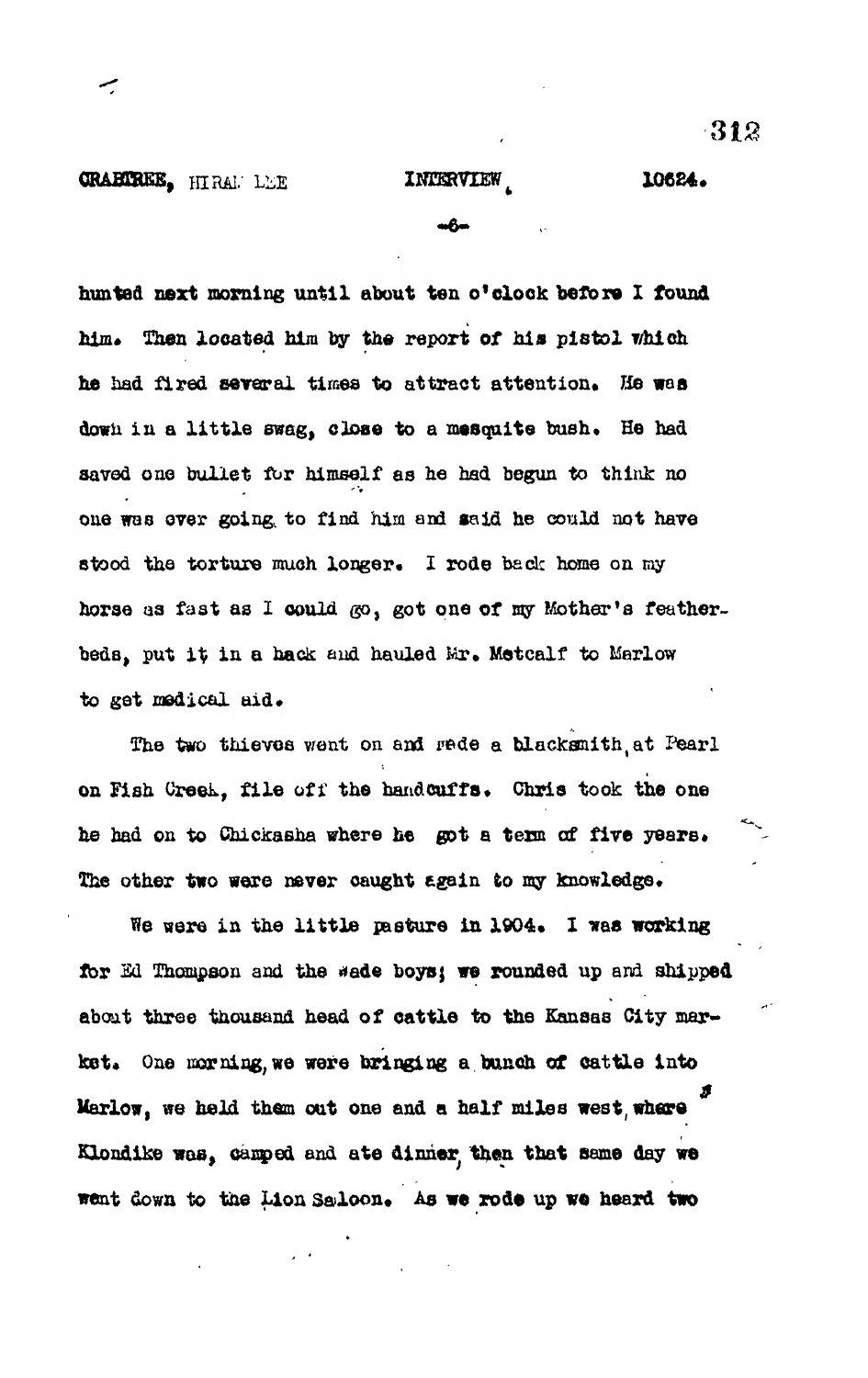hunted next morning until about ten o'clock before I found him. Then located him by the report of his pistol which he had fired several times to attract attention. He was down in a little swag, close to a mesquite bush. He had saved one bullet for himself as he had begun to think no one was ever going to find him and said he could not have stood the torture much longer. I rode back home on my horse as fast as I could go, got one of my Mother's feather-beds, put it in a hack and hauled Mr. Metcalf to Marlow to get medical aid.

The two thieves went on and made a blacksmith, at Pearl on Fish Creek, file off the handcuffs. Chris took the one he had on to Chickasha where he got a term of five years. The other two were never caught again to my knowledge.

We were in the little pasture in 1904. I was working for Ed Thompson and the Wade boys; we rounded up and shipped about three thousand head of cattle to the Kansas City market. One morning, we were bringing a bunch of cattle into Marlow, we held them out one and a half miles west, where Klondike was, camped and ate dinner, then that same day we went down to the Lion Saloon. As we rode up we heard two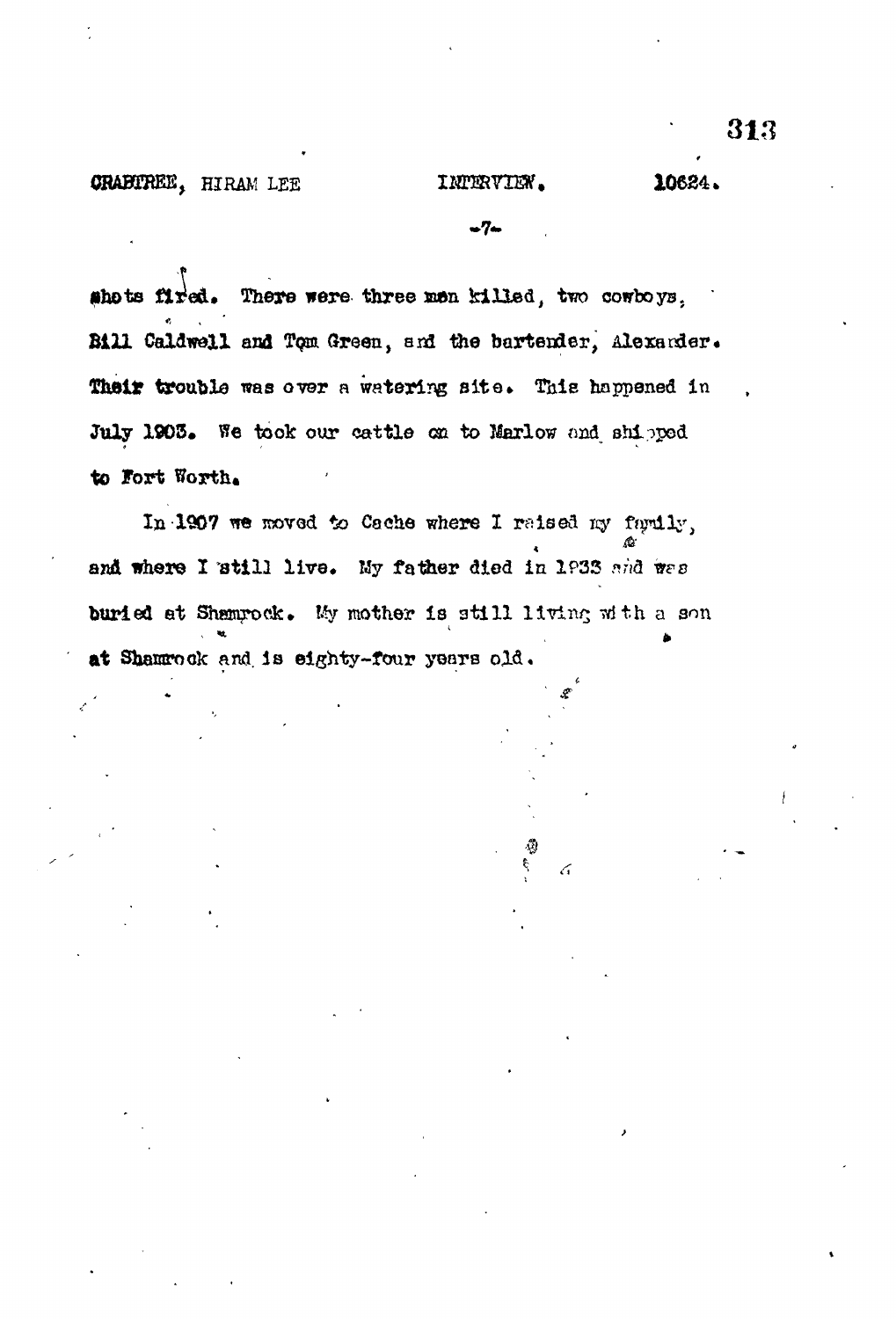shots fired. There were three men killed, two cowboys, Bill Caldwell and Tom Green, and the bartender, Alexander. Their trouble was over a watering site. This happened in July 1903. We took our cattle on to Marlow and shipped to Fort Worth.

In 1907 we moved to Cache where I raised my family, and where I still live. My father died in 1933 and was buried at Shamrock. My mother is still living with a son at Shamrock and is eighty-four years old.